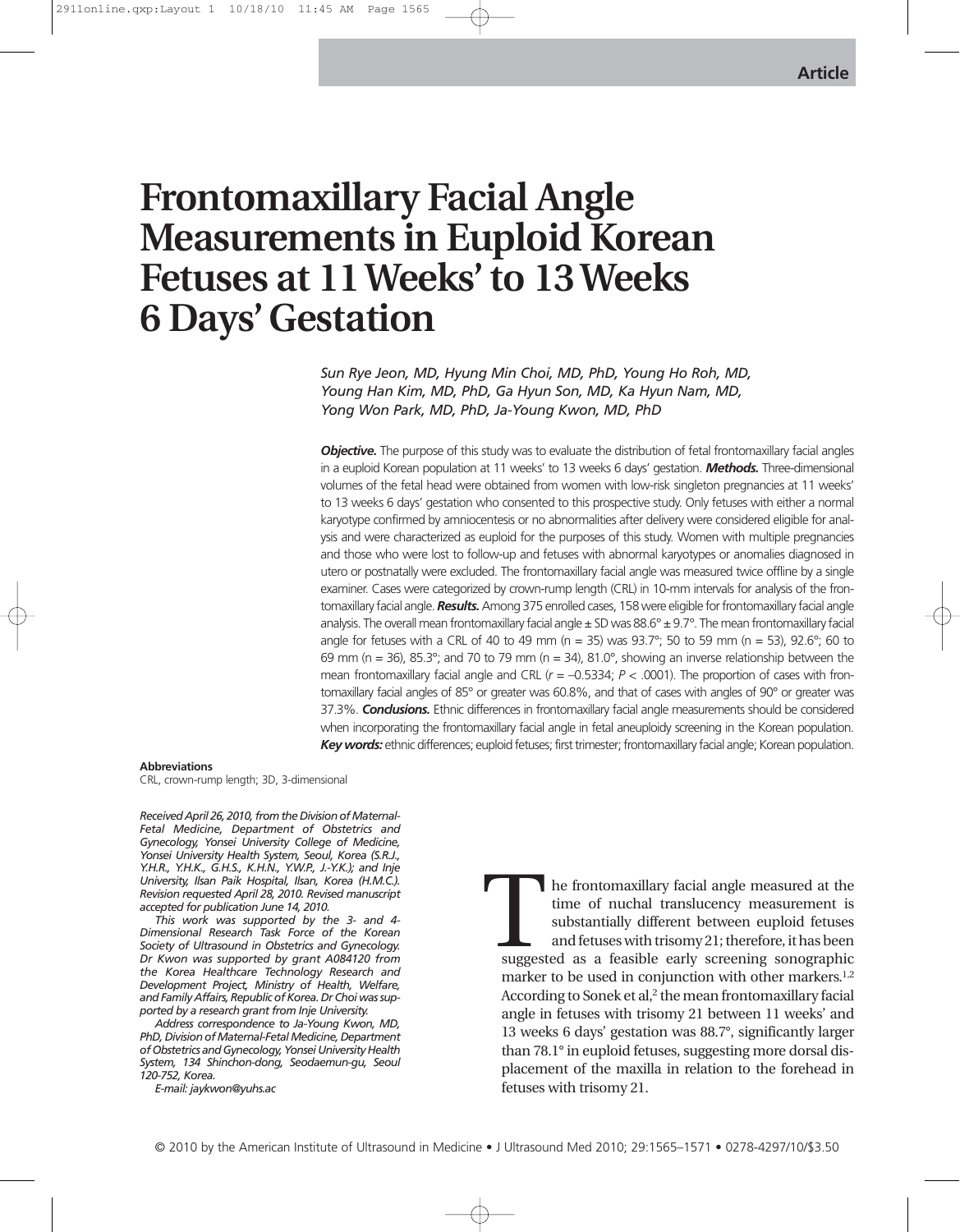Article

# Frontomaxillary Facial Angle Measurements in Euploid Korean Fetuses at 11 Weeks' to 13 Weeks 6 Days' Gestation

*Sun Rye Jeon, MD, Hyung Min Choi, MD, PhD, Young Ho Roh, MD, Young Han Kim, MD, PhD, Ga Hyun Son, MD, Ka Hyun Nam, MD, Yong Won Park, MD, PhD, Ja-Young Kwon, MD, PhD*

***Objective.*** The purpose of this study was to evaluate the distribution of fetal frontomaxillary facial angles in a euploid Korean population at 11 weeks' to 13 weeks 6 days' gestation. ***Methods.*** Three-dimensional volumes of the fetal head were obtained from women with low-risk singleton pregnancies at 11 weeks' to 13 weeks 6 days' gestation who consented to this prospective study. Only fetuses with either a normal karyotype confirmed by amniocentesis or no abnormalities after delivery were considered eligible for analysis and were characterized as euploid for the purposes of this study. Women with multiple pregnancies and those who were lost to follow-up and fetuses with abnormal karyotypes or anomalies diagnosed in utero or postnatally were excluded. The frontomaxillary facial angle was measured twice offline by a single examiner. Cases were categorized by crown-rump length (CRL) in 10-mm intervals for analysis of the frontomaxillary facial angle. ***Results.*** Among 375 enrolled cases, 158 were eligible for frontomaxillary facial angle analysis. The overall mean frontomaxillary facial angle ± SD was 88.6° ± 9.7°. The mean frontomaxillary facial angle for fetuses with a CRL of 40 to 49 mm (n = 35) was 93.7°; 50 to 59 mm (n = 53), 92.6°; 60 to 69 mm (n = 36), 85.3°; and 70 to 79 mm (n = 34), 81.0°, showing an inverse relationship between the mean frontomaxillary facial angle and CRL ($r = –0.5334$; $P < .0001$). The proportion of cases with frontomaxillary facial angles of 85° or greater was 60.8%, and that of cases with angles of 90° or greater was 37.3%. ***Conclusions.*** Ethnic differences in frontomaxillary facial angle measurements should be considered when incorporating the frontomaxillary facial angle in fetal aneuploidy screening in the Korean population. ***Key words:*** ethnic differences; euploid fetuses; first trimester; frontomaxillary facial angle; Korean population.

**Abbreviations**
CRL, crown-rump length; 3D, 3-dimensional

*Received April 26, 2010, from the Division of Maternal-Fetal Medicine, Department of Obstetrics and Gynecology, Yonsei University College of Medicine, Yonsei University Health System, Seoul, Korea (S.R.J., Y.H.R., Y.H.K., G.H.S., K.H.N., Y.W.P., J.-Y.K.); and Inje University, Ilsan Paik Hospital, Ilsan, Korea (H.M.C.). Revision requested April 28, 2010. Revised manuscript accepted for publication June 14, 2010.*

*This work was supported by the 3- and 4-Dimensional Research Task Force of the Korean Society of Ultrasound in Obstetrics and Gynecology. Dr Kwon was supported by grant A084120 from the Korea Healthcare Technology Research and Development Project, Ministry of Health, Welfare, and Family Affairs, Republic of Korea. Dr Choi was supported by a research grant from Inje University.*

*Address correspondence to Ja-Young Kwon, MD, PhD, Division of Maternal-Fetal Medicine, Department of Obstetrics and Gynecology, Yonsei University Health System, 134 Shinchon-dong, Seodaemun-gu, Seoul 120-752, Korea.*

*E-mail: jaykwon@yuhs.ac*

The frontomaxillary facial angle measured at the time of nuchal translucency measurement is substantially different between euploid fetuses and fetuses with trisomy 21; therefore, it has been suggested as a feasible early screening sonographic marker to be used in conjunction with other markers.[1,2] According to Sonek et al,[2] the mean frontomaxillary facial angle in fetuses with trisomy 21 between 11 weeks' and 13 weeks 6 days' gestation was 88.7°, significantly larger than 78.1° in euploid fetuses, suggesting more dorsal displacement of the maxilla in relation to the forehead in fetuses with trisomy 21.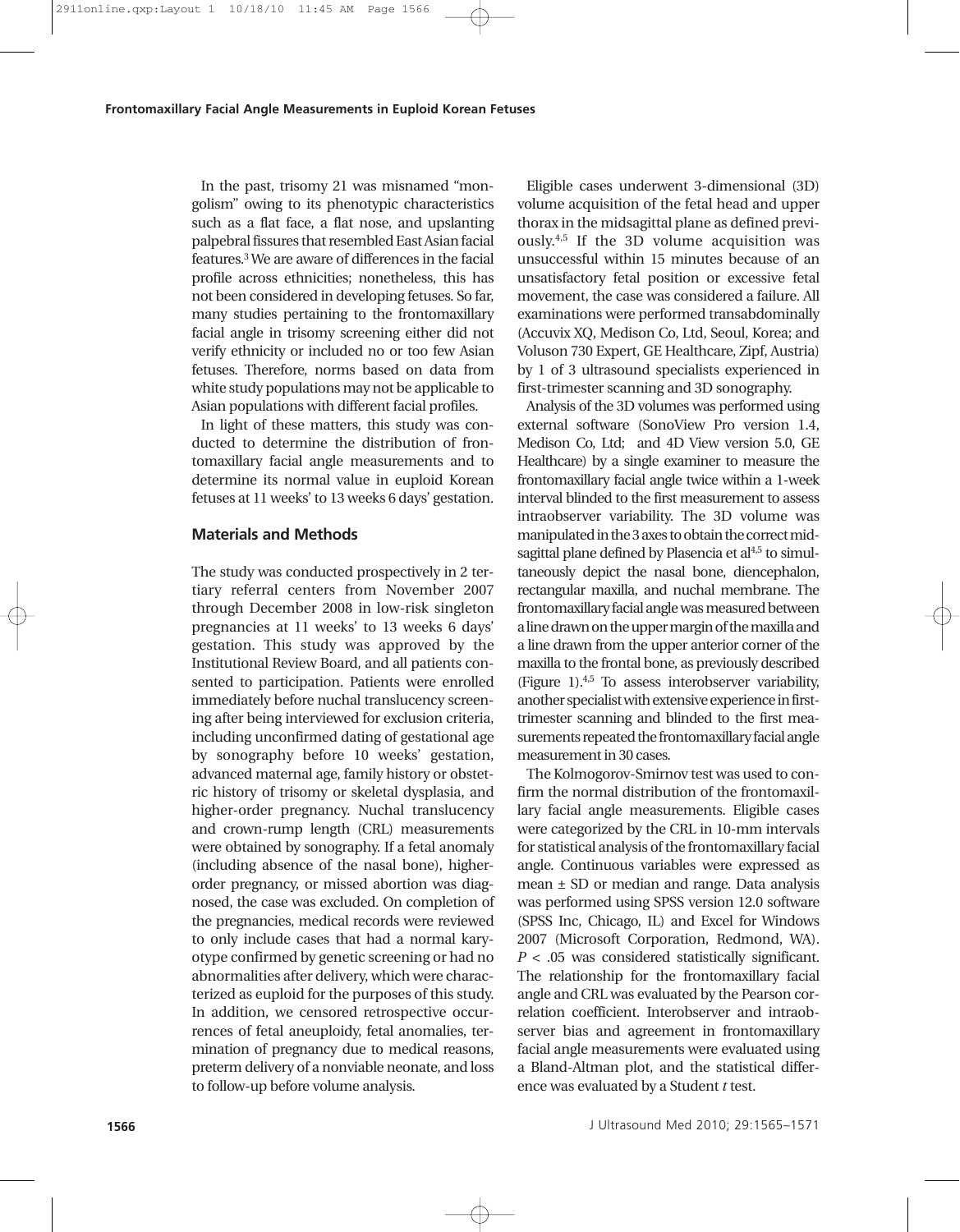In the past, trisomy 21 was misnamed "mongolism" owing to its phenotypic characteristics such as a flat face, a flat nose, and upslanting palpebral fissures that resembled East Asian facial features.[3] We are aware of differences in the facial profile across ethnicities; nonetheless, this has not been considered in developing fetuses. So far, many studies pertaining to the frontomaxillary facial angle in trisomy screening either did not verify ethnicity or included no or too few Asian fetuses. Therefore, norms based on data from white study populations may not be applicable to Asian populations with different facial profiles.

In light of these matters, this study was conducted to determine the distribution of frontomaxillary facial angle measurements and to determine its normal value in euploid Korean fetuses at 11 weeks' to 13 weeks 6 days' gestation.

## Materials and Methods

The study was conducted prospectively in 2 tertiary referral centers from November 2007 through December 2008 in low-risk singleton pregnancies at 11 weeks' to 13 weeks 6 days' gestation. This study was approved by the Institutional Review Board, and all patients consented to participation. Patients were enrolled immediately before nuchal translucency screening after being interviewed for exclusion criteria, including unconfirmed dating of gestational age by sonography before 10 weeks' gestation, advanced maternal age, family history or obstetric history of trisomy or skeletal dysplasia, and higher-order pregnancy. Nuchal translucency and crown-rump length (CRL) measurements were obtained by sonography. If a fetal anomaly (including absence of the nasal bone), higher-order pregnancy, or missed abortion was diagnosed, the case was excluded. On completion of the pregnancies, medical records were reviewed to only include cases that had a normal karyotype confirmed by genetic screening or had no abnormalities after delivery, which were characterized as euploid for the purposes of this study. In addition, we censored retrospective occurrences of fetal aneuploidy, fetal anomalies, termination of pregnancy due to medical reasons, preterm delivery of a nonviable neonate, and loss to follow-up before volume analysis.

Eligible cases underwent 3-dimensional (3D) volume acquisition of the fetal head and upper thorax in the midsagittal plane as defined previously.[4,5] If the 3D volume acquisition was unsuccessful within 15 minutes because of an unsatisfactory fetal position or excessive fetal movement, the case was considered a failure. All examinations were performed transabdominally (Accuvix XQ, Medison Co, Ltd, Seoul, Korea; and Voluson 730 Expert, GE Healthcare, Zipf, Austria) by 1 of 3 ultrasound specialists experienced in first-trimester scanning and 3D sonography.

Analysis of the 3D volumes was performed using external software (SonoView Pro version 1.4, Medison Co, Ltd; and 4D View version 5.0, GE Healthcare) by a single examiner to measure the frontomaxillary facial angle twice within a 1-week interval blinded to the first measurement to assess intraobserver variability. The 3D volume was manipulated in the 3 axes to obtain the correct midsagittal plane defined by Plasencia et al[4,5] to simultaneously depict the nasal bone, diencephalon, rectangular maxilla, and nuchal membrane. The frontomaxillary facial angle was measured between a line drawn on the upper margin of the maxilla and a line drawn from the upper anterior corner of the maxilla to the frontal bone, as previously described (Figure 1).[4,5] To assess interobserver variability, another specialist with extensive experience in first-trimester scanning and blinded to the first measurements repeated the frontomaxillary facial angle measurement in 30 cases.

The Kolmogorov-Smirnov test was used to confirm the normal distribution of the frontomaxillary facial angle measurements. Eligible cases were categorized by the CRL in 10-mm intervals for statistical analysis of the frontomaxillary facial angle. Continuous variables were expressed as mean ± SD or median and range. Data analysis was performed using SPSS version 12.0 software (SPSS Inc, Chicago, IL) and Excel for Windows 2007 (Microsoft Corporation, Redmond, WA). $P < .05$ was considered statistically significant. The relationship for the frontomaxillary facial angle and CRL was evaluated by the Pearson correlation coefficient. Interobserver and intraobserver bias and agreement in frontomaxillary facial angle measurements were evaluated using a Bland-Altman plot, and the statistical difference was evaluated by a Student *t* test.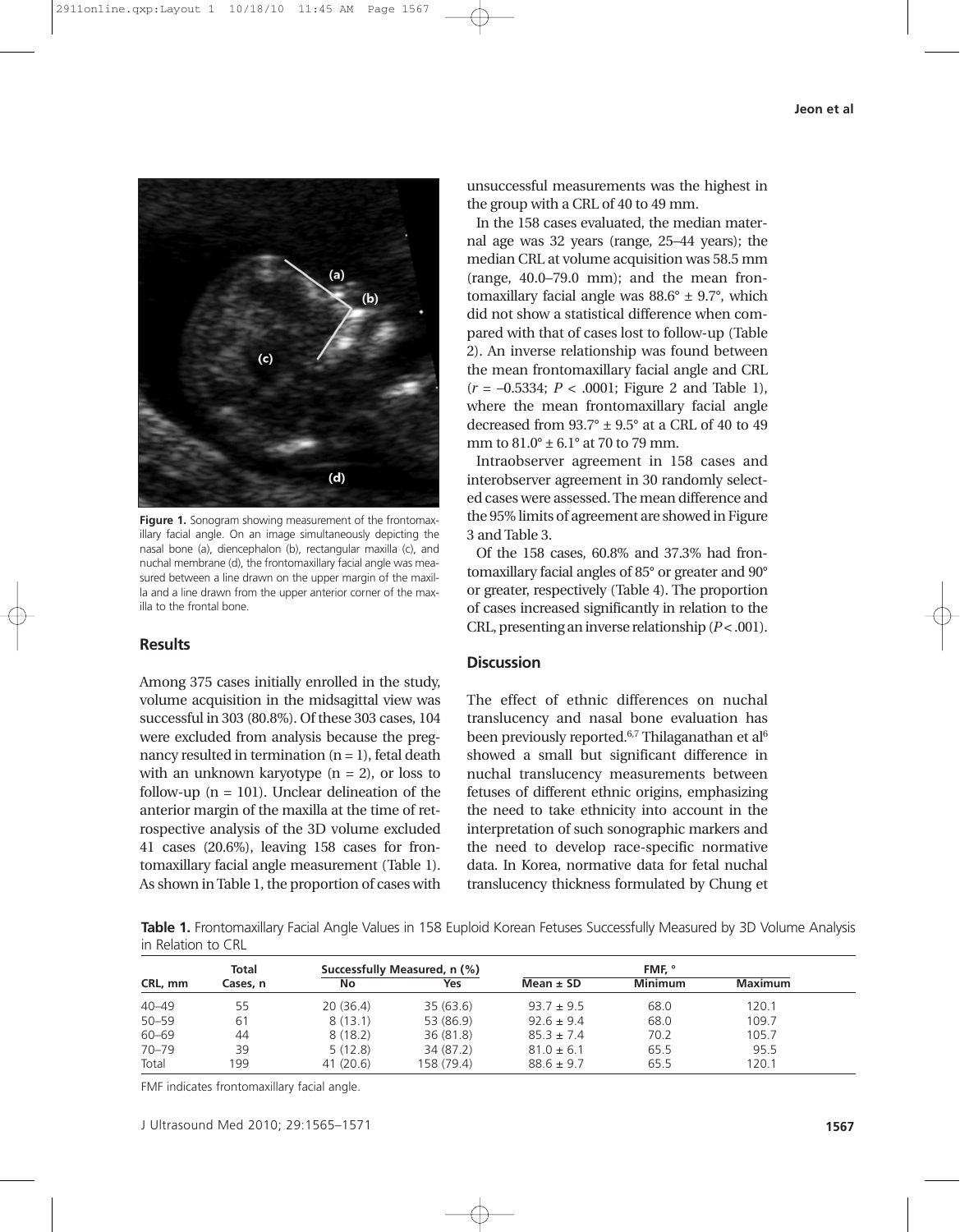Figure 1. Sonogram showing measurement of the frontomaxillary facial angle. On an image simultaneously depicting the nasal bone (a), diencephalon (b), rectangular maxilla (c), and nuchal membrane (d), the frontomaxillary facial angle was measured between a line drawn on the upper margin of the maxilla and a line drawn from the upper anterior corner of the maxilla to the frontal bone.

## Results

Among 375 cases initially enrolled in the study, volume acquisition in the midsagittal view was successful in 303 (80.8%). Of these 303 cases, 104 were excluded from analysis because the pregnancy resulted in termination (n = 1), fetal death with an unknown karyotype (n = 2), or loss to follow-up (n = 101). Unclear delineation of the anterior margin of the maxilla at the time of retrospective analysis of the 3D volume excluded 41 cases (20.6%), leaving 158 cases for frontomaxillary facial angle measurement (Table 1). As shown in Table 1, the proportion of cases with unsuccessful measurements was the highest in the group with a CRL of 40 to 49 mm.

In the 158 cases evaluated, the median maternal age was 32 years (range, 25–44 years); the median CRL at volume acquisition was 58.5 mm (range, 40.0–79.0 mm); and the mean frontomaxillary facial angle was 88.6° ± 9.7°, which did not show a statistical difference when compared with that of cases lost to follow-up (Table 2). An inverse relationship was found between the mean frontomaxillary facial angle and CRL ($r = -0.5334$; $P < .0001$; Figure 2 and Table 1), where the mean frontomaxillary facial angle decreased from 93.7° ± 9.5° at a CRL of 40 to 49 mm to 81.0° ± 6.1° at 70 to 79 mm.

Intraobserver agreement in 158 cases and interobserver agreement in 30 randomly selected cases were assessed. The mean difference and the 95% limits of agreement are showed in Figure 3 and Table 3.

Of the 158 cases, 60.8% and 37.3% had frontomaxillary facial angles of 85° or greater and 90° or greater, respectively (Table 4). The proportion of cases increased significantly in relation to the CRL, presenting an inverse relationship ($P < .001$).

## Discussion

The effect of ethnic differences on nuchal translucency and nasal bone evaluation has been previously reported.[6,7] Thilaganathan et al[6] showed a small but significant difference in nuchal translucency measurements between fetuses of different ethnic origins, emphasizing the need to take ethnicity into account in the interpretation of such sonographic markers and the need to develop race-specific normative data. In Korea, normative data for fetal nuchal translucency thickness formulated by Chung et

**Table 1.** Frontomaxillary Facial Angle Values in 158 Euploid Korean Fetuses Successfully Measured by 3D Volume Analysis in Relation to CRL

| CRL, mm | Total Cases, n | Successfully Measured, n (%) | | FMF, ° | | |
|---|---|---|---|---|---|---|
| | | No | Yes | Mean ± SD | Minimum | Maximum |
| 40–49 | 55 | 20 (36.4) | 35 (63.6) | 93.7 ± 9.5 | 68.0 | 120.1 |
| 50–59 | 61 | 8 (13.1) | 53 (86.9) | 92.6 ± 9.4 | 68.0 | 109.7 |
| 60–69 | 44 | 8 (18.2) | 36 (81.8) | 85.3 ± 7.4 | 70.2 | 105.7 |
| 70–79 | 39 | 5 (12.8) | 34 (87.2) | 81.0 ± 6.1 | 65.5 | 95.5 |
| Total | 199 | 41 (20.6) | 158 (79.4) | 88.6 ± 9.7 | 65.5 | 120.1 |

FMF indicates frontomaxillary facial angle.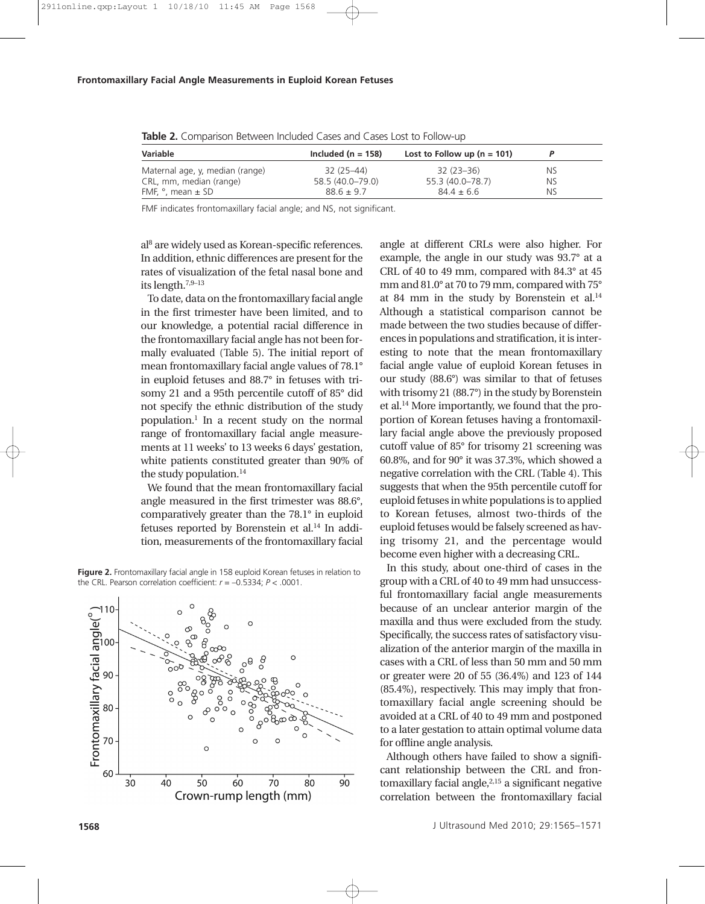**Table 2.** Comparison Between Included Cases and Cases Lost to Follow-up

| Variable | Included (n = 158) | Lost to Follow up (n = 101) | P |
|---|---|---|---|
| Maternal age, y, median (range) | 32 (25–44) | 32 (23–36) | NS |
| CRL, mm, median (range) | 58.5 (40.0–79.0) | 55.3 (40.0–78.7) | NS |
| FMF, °, mean ± SD | 88.6 ± 9.7 | 84.4 ± 6.6 | NS |

FMF indicates frontomaxillary facial angle; and NS, not significant.

al[8] are widely used as Korean-specific references. In addition, ethnic differences are present for the rates of visualization of the fetal nasal bone and its length.[7,9–13]

To date, data on the frontomaxillary facial angle in the first trimester have been limited, and to our knowledge, a potential racial difference in the frontomaxillary facial angle has not been formally evaluated (Table 5). The initial report of mean frontomaxillary facial angle values of 78.1° in euploid fetuses and 88.7° in fetuses with trisomy 21 and a 95th percentile cutoff of 85° did not specify the ethnic distribution of the study population.[1] In a recent study on the normal range of frontomaxillary facial angle measurements at 11 weeks' to 13 weeks 6 days' gestation, white patients constituted greater than 90% of the study population.[14]

We found that the mean frontomaxillary facial angle measured in the first trimester was 88.6°, comparatively greater than the 78.1° in euploid fetuses reported by Borenstein et al.[14] In addition, measurements of the frontomaxillary facial angle at different CRLs were also higher. For example, the angle in our study was 93.7° at a CRL of 40 to 49 mm, compared with 84.3° at 45 mm and 81.0° at 70 to 79 mm, compared with 75° at 84 mm in the study by Borenstein et al.[14] Although a statistical comparison cannot be made between the two studies because of differences in populations and stratification, it is interesting to note that the mean frontomaxillary facial angle value of euploid Korean fetuses in our study (88.6°) was similar to that of fetuses with trisomy 21 (88.7°) in the study by Borenstein et al.[14] More importantly, we found that the proportion of Korean fetuses having a frontomaxillary facial angle above the previously proposed cutoff value of 85° for trisomy 21 screening was 60.8%, and for 90° it was 37.3%, which showed a negative correlation with the CRL (Table 4). This suggests that when the 95th percentile cutoff for euploid fetuses in white populations is to applied to Korean fetuses, almost two-thirds of the euploid fetuses would be falsely screened as having trisomy 21, and the percentage would become even higher with a decreasing CRL.

In this study, about one-third of cases in the group with a CRL of 40 to 49 mm had unsuccessful frontomaxillary facial angle measurements because of an unclear anterior margin of the maxilla and thus were excluded from the study. Specifically, the success rates of satisfactory visualization of the anterior margin of the maxilla in cases with a CRL of less than 50 mm and 50 mm or greater were 20 of 55 (36.4%) and 123 of 144 (85.4%), respectively. This may imply that frontomaxillary facial angle screening should be avoided at a CRL of 40 to 49 mm and postponed to a later gestation to attain optimal volume data for offline angle analysis.

Although others have failed to show a significant relationship between the CRL and frontomaxillary facial angle,[2,15] a significant negative correlation between the frontomaxillary facial

**Figure 2.** Frontomaxillary facial angle in 158 euploid Korean fetuses in relation to the CRL. Pearson correlation coefficient: $r = -0.5334$; $P < .0001$.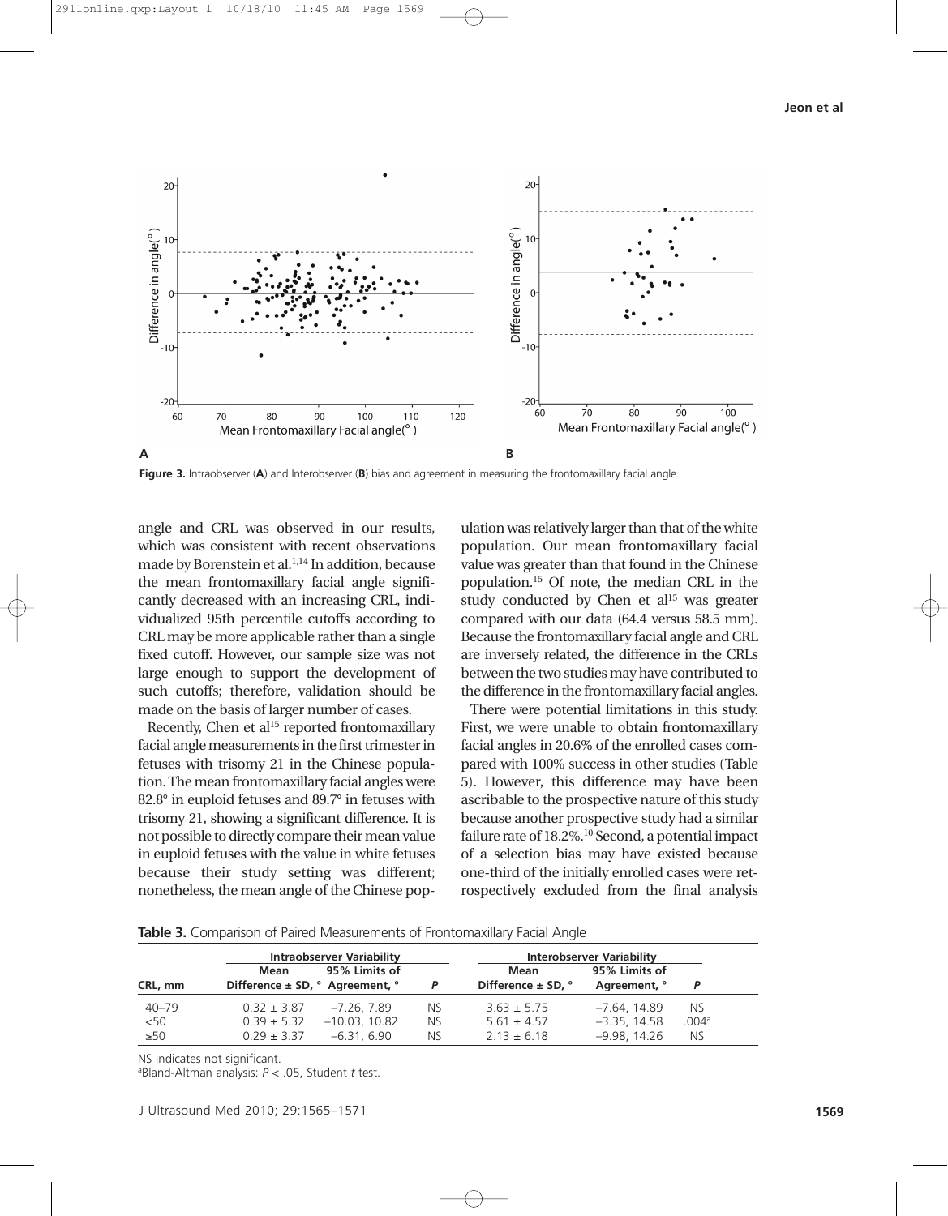Figure 3. Intraobserver (A) and Interobserver (B) bias and agreement in measuring the frontomaxillary facial angle.

angle and CRL was observed in our results, which was consistent with recent observations made by Borenstein et al.[1,14] In addition, because the mean frontomaxillary facial angle significantly decreased with an increasing CRL, individualized 95th percentile cutoffs according to CRL may be more applicable rather than a single fixed cutoff. However, our sample size was not large enough to support the development of such cutoffs; therefore, validation should be made on the basis of larger number of cases.

Recently, Chen et al[15] reported frontomaxillary facial angle measurements in the first trimester in fetuses with trisomy 21 in the Chinese population. The mean frontomaxillary facial angles were 82.8° in euploid fetuses and 89.7° in fetuses with trisomy 21, showing a significant difference. It is not possible to directly compare their mean value in euploid fetuses with the value in white fetuses because their study setting was different; nonetheless, the mean angle of the Chinese population was relatively larger than that of the white population. Our mean frontomaxillary facial value was greater than that found in the Chinese population.[15] Of note, the median CRL in the study conducted by Chen et al[15] was greater compared with our data (64.4 versus 58.5 mm). Because the frontomaxillary facial angle and CRL are inversely related, the difference in the CRLs between the two studies may have contributed to the difference in the frontomaxillary facial angles.

There were potential limitations in this study. First, we were unable to obtain frontomaxillary facial angles in 20.6% of the enrolled cases compared with 100% success in other studies (Table 5). However, this difference may have been ascribable to the prospective nature of this study because another prospective study had a similar failure rate of 18.2%.[10] Second, a potential impact of a selection bias may have existed because one-third of the initially enrolled cases were retrospectively excluded from the final analysis

**Table 3.** Comparison of Paired Measurements of Frontomaxillary Facial Angle

| | Intraobserver Variability | | | Interobserver Variability | | |
|---|---|---|---|---|---|---|
| CRL, mm | Mean Difference ± SD, ° | 95% Limits of Agreement, ° | P | Mean Difference ± SD, ° | 95% Limits of Agreement, ° | P |
| 40–79 | 0.32 ± 3.87 | −7.26, 7.89 | NS | 3.63 ± 5.75 | −7.64, 14.89 | NS |
| <50 | 0.39 ± 5.32 | −10.03, 10.82 | NS | 5.61 ± 4.57 | −3.35, 14.58 | .004[a] |
| ≥50 | 0.29 ± 3.37 | −6.31, 6.90 | NS | 2.13 ± 6.18 | −9.98, 14.26 | NS |

NS indicates not significant.
[a]Bland-Altman analysis: $P < .05$, Student $t$ test.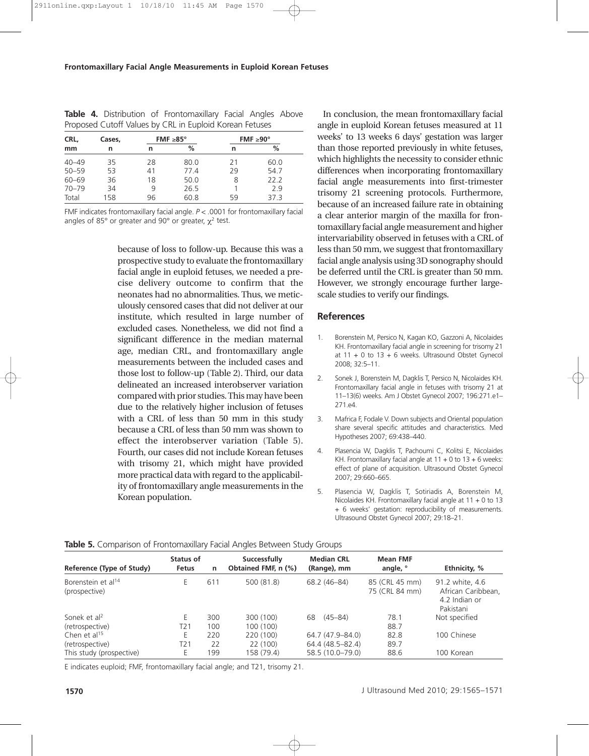**Table 4.** Distribution of Frontomaxillary Facial Angles Above Proposed Cutoff Values by CRL in Euploid Korean Fetuses

| CRL, mm | Cases, n | FMF ≥85° | | FMF ≥90° | |
|---|---|---|---|---|---|
| | | n | % | n | % |
| 40–49 | 35 | 28 | 80.0 | 21 | 60.0 |
| 50–59 | 53 | 41 | 77.4 | 29 | 54.7 |
| 60–69 | 36 | 18 | 50.0 | 8 | 22.2 |
| 70–79 | 34 | 9 | 26.5 | 1 | 2.9 |
| Total | 158 | 96 | 60.8 | 59 | 37.3 |

FMF indicates frontomaxillary facial angle. $P < .0001$ for frontomaxillary facial angles of 85° or greater and 90° or greater, $\chi^2$ test.

because of loss to follow-up. Because this was a prospective study to evaluate the frontomaxillary facial angle in euploid fetuses, we needed a precise delivery outcome to confirm that the neonates had no abnormalities. Thus, we meticulously censored cases that did not deliver at our institute, which resulted in large number of excluded cases. Nonetheless, we did not find a significant difference in the median maternal age, median CRL, and frontomaxillary angle measurements between the included cases and those lost to follow-up (Table 2). Third, our data delineated an increased interobserver variation compared with prior studies. This may have been due to the relatively higher inclusion of fetuses with a CRL of less than 50 mm in this study because a CRL of less than 50 mm was shown to effect the interobserver variation (Table 5). Fourth, our cases did not include Korean fetuses with trisomy 21, which might have provided more practical data with regard to the applicability of frontomaxillary angle measurements in the Korean population.

In conclusion, the mean frontomaxillary facial angle in euploid Korean fetuses measured at 11 weeks' to 13 weeks 6 days' gestation was larger than those reported previously in white fetuses, which highlights the necessity to consider ethnic differences when incorporating frontomaxillary facial angle measurements into first-trimester trisomy 21 screening protocols. Furthermore, because of an increased failure rate in obtaining a clear anterior margin of the maxilla for frontomaxillary facial angle measurement and higher intervariability observed in fetuses with a CRL of less than 50 mm, we suggest that frontomaxillary facial angle analysis using 3D sonography should be deferred until the CRL is greater than 50 mm. However, we strongly encourage further large-scale studies to verify our findings.

## References

1. Borenstein M, Persico N, Kagan KO, Gazzoni A, Nicolaides KH. Frontomaxillary facial angle in screening for trisomy 21 at 11 + 0 to 13 + 6 weeks. Ultrasound Obstet Gynecol 2008; 32:5–11.
2. Sonek J, Borenstein M, Dagklis T, Persico N, Nicolaides KH. Frontomaxillary facial angle in fetuses with trisomy 21 at 11–13(6) weeks. Am J Obstet Gynecol 2007; 196:271.e1–271.e4.
3. Mafrica F, Fodale V. Down subjects and Oriental population share several specific attitudes and characteristics. Med Hypotheses 2007; 69:438–440.
4. Plasencia W, Dagklis T, Pachoumi C, Kolitsi E, Nicolaides KH. Frontomaxillary facial angle at 11 + 0 to 13 + 6 weeks: effect of plane of acquisition. Ultrasound Obstet Gynecol 2007; 29:660–665.
5. Plasencia W, Dagklis T, Sotiriadis A, Borenstein M, Nicolaides KH. Frontomaxillary facial angle at 11 + 0 to 13 + 6 weeks' gestation: reproducibility of measurements. Ultrasound Obstet Gynecol 2007; 29:18–21.

**Table 5.** Comparison of Frontomaxillary Facial Angles Between Study Groups

| Reference (Type of Study) | Status of Fetus | n | Successfully Obtained FMF, n (%) | Median CRL (Range), mm | Mean FMF angle, ° | Ethnicity, % |
|---|---|---|---|---|---|---|
| Borenstein et al[14] (prospective) | E | 611 | 500 (81.8) | 68.2 (46–84) | 85 (CRL 45 mm) 75 (CRL 84 mm) | 91.2 white, 4.6 African Caribbean, 4.2 Indian or Pakistani |
| Sonek et al[2] (retrospective) | E | 300 | 300 (100) | 68 (45–84) | 78.1 | Not specified |
| | T21 | 100 | 100 (100) | | 88.7 | |
| Chen et al[15] (retrospective) | E | 220 | 220 (100) | 64.7 (47.9–84.0) | 82.8 | 100 Chinese |
| | T21 | 22 | 22 (100) | 64.4 (48.5–82.4) | 89.7 | |
| This study (prospective) | E | 199 | 158 (79.4) | 58.5 (10.0–79.0) | 88.6 | 100 Korean |

E indicates euploid; FMF, frontomaxillary facial angle; and T21, trisomy 21.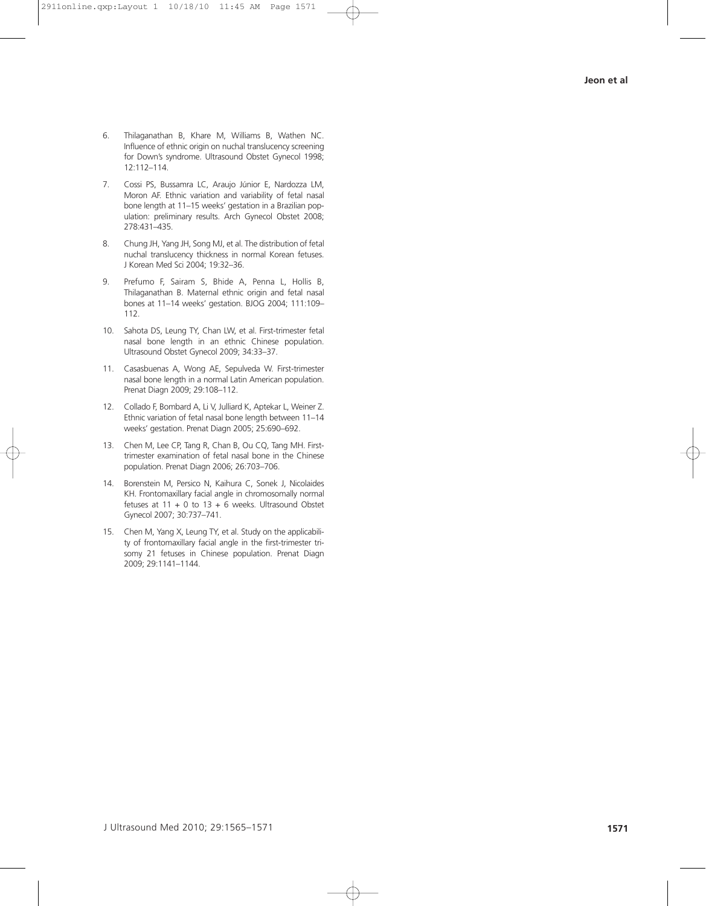6. Thilaganathan B, Khare M, Williams B, Wathen NC. Influence of ethnic origin on nuchal translucency screening for Down's syndrome. Ultrasound Obstet Gynecol 1998; 12:112–114.

7. Cossi PS, Bussamra LC, Araujo Júnior E, Nardozza LM, Moron AF. Ethnic variation and variability of fetal nasal bone length at 11–15 weeks' gestation in a Brazilian population: preliminary results. Arch Gynecol Obstet 2008; 278:431–435.

8. Chung JH, Yang JH, Song MJ, et al. The distribution of fetal nuchal translucency thickness in normal Korean fetuses. J Korean Med Sci 2004; 19:32–36.

9. Prefumo F, Sairam S, Bhide A, Penna L, Hollis B, Thilaganathan B. Maternal ethnic origin and fetal nasal bones at 11–14 weeks' gestation. BJOG 2004; 111:109–112.

10. Sahota DS, Leung TY, Chan LW, et al. First-trimester fetal nasal bone length in an ethnic Chinese population. Ultrasound Obstet Gynecol 2009; 34:33–37.

11. Casasbuenas A, Wong AE, Sepulveda W. First-trimester nasal bone length in a normal Latin American population. Prenat Diagn 2009; 29:108–112.

12. Collado F, Bombard A, Li V, Julliard K, Aptekar L, Weiner Z. Ethnic variation of fetal nasal bone length between 11–14 weeks' gestation. Prenat Diagn 2005; 25:690–692.

13. Chen M, Lee CP, Tang R, Chan B, Ou CQ, Tang MH. First-trimester examination of fetal nasal bone in the Chinese population. Prenat Diagn 2006; 26:703–706.

14. Borenstein M, Persico N, Kaihura C, Sonek J, Nicolaides KH. Frontomaxillary facial angle in chromosomally normal fetuses at 11 + 0 to 13 + 6 weeks. Ultrasound Obstet Gynecol 2007; 30:737–741.

15. Chen M, Yang X, Leung TY, et al. Study on the applicability of frontomaxillary facial angle in the first-trimester trisomy 21 fetuses in Chinese population. Prenat Diagn 2009; 29:1141–1144.